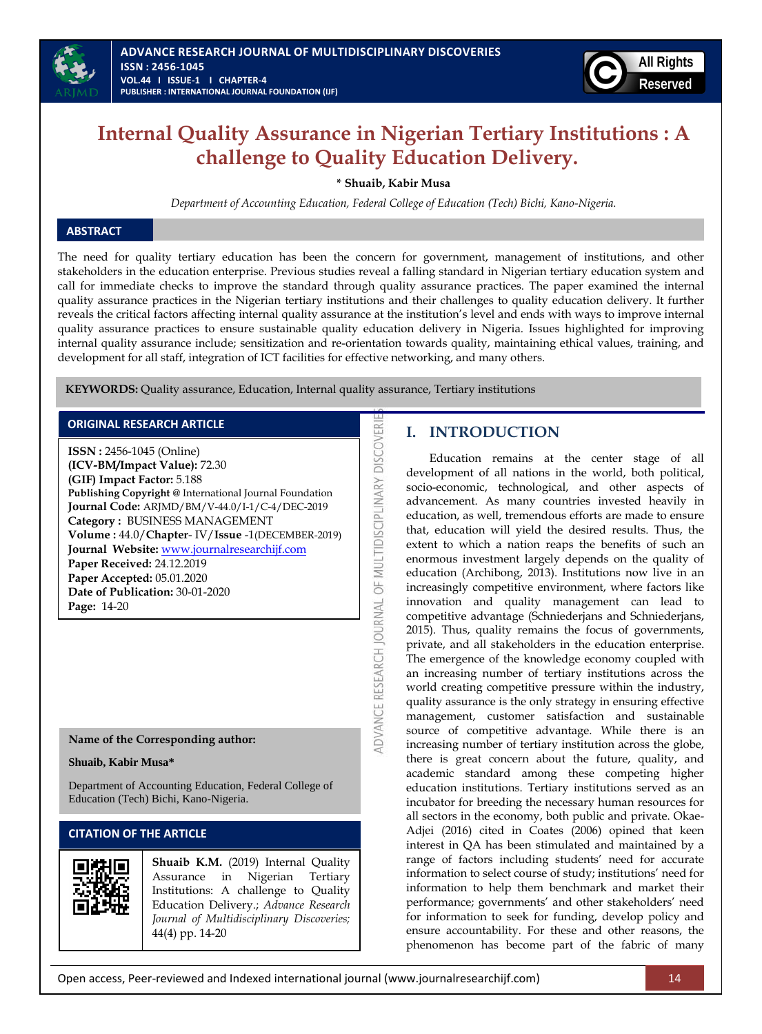# Internal Quality Assurance in Nigerian Tertiary Institutions : A challenge to Quality Education Delivery.

**\* Shuaib, Kabir Musa**

*Department of Accounting Education, Federal College of Education (Tech) Bichi, Kano-Nigeria.*

## ABSTRACT

The need for quality tertiary education has been the concern for government, management of institutions, and other stakeholders in the education enterprise. Previous studies reveal a falling standard in Nigerian tertiary education system and call for immediate checks to improve the standard through quality assurance practices. The paper examined the internal quality assurance practices in the Nigerian tertiary institutions and their challenges to quality education delivery. It further reveals the critical factors affecting internal quality assurance at the institution's level and ends with ways to improve internal quality assurance practices to ensure sustainable quality education delivery in Nigeria. Issues highlighted for improving internal quality assurance include; sensitization and re-orientation towards quality, maintaining ethical values, training, and development for all staff, integration of ICT facilities for effective networking, and many others.

**KEYWORDS:** Quality assurance, Education, Internal quality assurance, Tertiary institutions

## ORIGINAL RESEARCH ARTICLE

**ISSN :** 2456-1045 (Online)
**(ICV-BM/Impact Value):** 72.30
**(GIF) Impact Factor:** 5.188
**Publishing Copyright @** International Journal Foundation
**Journal Code:** ARJMD/BM/V-44.0/I-1/C-4/DEC-2019
**Category :** BUSINESS MANAGEMENT
**Volume :** 44.0/**Chapter**- IV/**Issue** -1(DECEMBER-2019)
**Journal Website:** www.journalresearchijf.com
**Paper Received:** 24.12.2019
**Paper Accepted:** 05.01.2020
**Date of Publication:** 30-01-2020
**Page:** 14-20

**Name of the Corresponding author:**

**Shuaib, Kabir Musa\***

Department of Accounting Education, Federal College of Education (Tech) Bichi, Kano-Nigeria.

## CITATION OF THE ARTICLE

**Shuaib K.M.** (2019) Internal Quality Assurance in Nigerian Tertiary Institutions: A challenge to Quality Education Delivery.; *Advance Research Journal of Multidisciplinary Discoveries;* 44(4) pp. 14-20

## I. INTRODUCTION

Education remains at the center stage of all development of all nations in the world, both political, socio-economic, technological, and other aspects of advancement. As many countries invested heavily in education, as well, tremendous efforts are made to ensure that, education will yield the desired results. Thus, the extent to which a nation reaps the benefits of such an enormous investment largely depends on the quality of education (Archibong, 2013). Institutions now live in an increasingly competitive environment, where factors like innovation and quality management can lead to competitive advantage (Schniederjans and Schniederjans, 2015). Thus, quality remains the focus of governments, private, and all stakeholders in the education enterprise. The emergence of the knowledge economy coupled with an increasing number of tertiary institutions across the world creating competitive pressure within the industry, quality assurance is the only strategy in ensuring effective management, customer satisfaction and sustainable source of competitive advantage. While there is an increasing number of tertiary institution across the globe, there is great concern about the future, quality, and academic standard among these competing higher education institutions. Tertiary institutions served as an incubator for breeding the necessary human resources for all sectors in the economy, both public and private. Okae-Adjei (2016) cited in Coates (2006) opined that keen interest in QA has been stimulated and maintained by a range of factors including students' need for accurate information to select course of study; institutions' need for information to help them benchmark and market their performance; governments' and other stakeholders' need for information to seek for funding, develop policy and ensure accountability. For these and other reasons, the phenomenon has become part of the fabric of many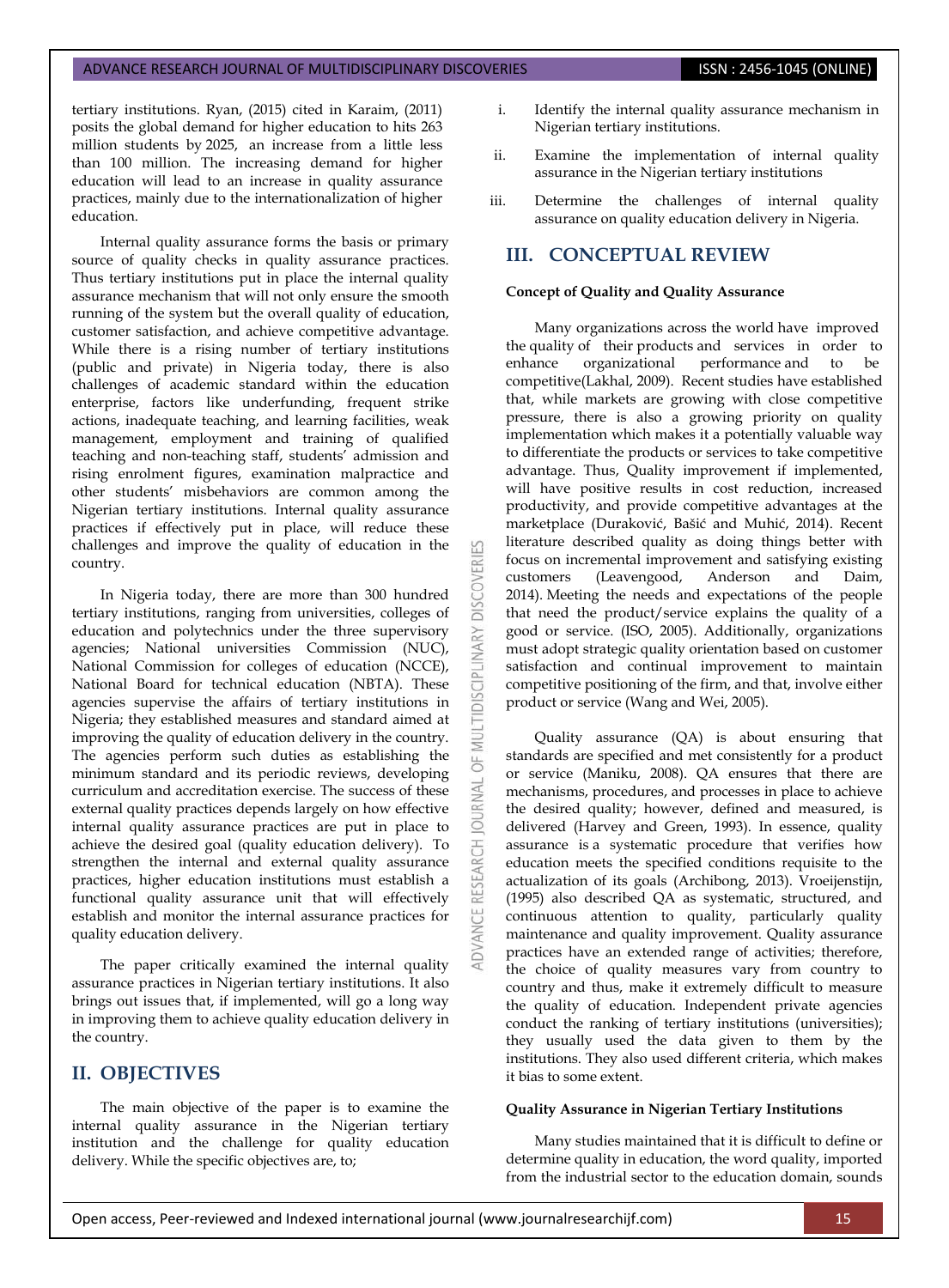tertiary institutions. Ryan, (2015) cited in Karaim, (2011) posits the global demand for higher education to hits 263 million students by 2025, an increase from a little less than 100 million. The increasing demand for higher education will lead to an increase in quality assurance practices, mainly due to the internationalization of higher education.

Internal quality assurance forms the basis or primary source of quality checks in quality assurance practices. Thus tertiary institutions put in place the internal quality assurance mechanism that will not only ensure the smooth running of the system but the overall quality of education, customer satisfaction, and achieve competitive advantage. While there is a rising number of tertiary institutions (public and private) in Nigeria today, there is also challenges of academic standard within the education enterprise, factors like underfunding, frequent strike actions, inadequate teaching, and learning facilities, weak management, employment and training of qualified teaching and non-teaching staff, students' admission and rising enrolment figures, examination malpractice and other students' misbehaviors are common among the Nigerian tertiary institutions. Internal quality assurance practices if effectively put in place, will reduce these challenges and improve the quality of education in the country.

In Nigeria today, there are more than 300 hundred tertiary institutions, ranging from universities, colleges of education and polytechnics under the three supervisory agencies; National universities Commission (NUC), National Commission for colleges of education (NCCE), National Board for technical education (NBTA). These agencies supervise the affairs of tertiary institutions in Nigeria; they established measures and standard aimed at improving the quality of education delivery in the country. The agencies perform such duties as establishing the minimum standard and its periodic reviews, developing curriculum and accreditation exercise. The success of these external quality practices depends largely on how effective internal quality assurance practices are put in place to achieve the desired goal (quality education delivery). To strengthen the internal and external quality assurance practices, higher education institutions must establish a functional quality assurance unit that will effectively establish and monitor the internal assurance practices for quality education delivery.

The paper critically examined the internal quality assurance practices in Nigerian tertiary institutions. It also brings out issues that, if implemented, will go a long way in improving them to achieve quality education delivery in the country.

## II. OBJECTIVES

The main objective of the paper is to examine the internal quality assurance in the Nigerian tertiary institution and the challenge for quality education delivery. While the specific objectives are, to;

i. Identify the internal quality assurance mechanism in Nigerian tertiary institutions.
ii. Examine the implementation of internal quality assurance in the Nigerian tertiary institutions
iii. Determine the challenges of internal quality assurance on quality education delivery in Nigeria.

## III. CONCEPTUAL REVIEW

**Concept of Quality and Quality Assurance**

Many organizations across the world have improved the quality of their products and services in order to enhance organizational performance and to be competitive(Lakhal, 2009). Recent studies have established that, while markets are growing with close competitive pressure, there is also a growing priority on quality implementation which makes it a potentially valuable way to differentiate the products or services to take competitive advantage. Thus, Quality improvement if implemented, will have positive results in cost reduction, increased productivity, and provide competitive advantages at the marketplace (Duraković, Bašić and Muhić, 2014). Recent literature described quality as doing things better with focus on incremental improvement and satisfying existing customers (Leavengood, Anderson and Daim, 2014). Meeting the needs and expectations of the people that need the product/service explains the quality of a good or service. (ISO, 2005). Additionally, organizations must adopt strategic quality orientation based on customer satisfaction and continual improvement to maintain competitive positioning of the firm, and that, involve either product or service (Wang and Wei, 2005).

Quality assurance (QA) is about ensuring that standards are specified and met consistently for a product or service (Maniku, 2008). QA ensures that there are mechanisms, procedures, and processes in place to achieve the desired quality; however, defined and measured, is delivered (Harvey and Green, 1993). In essence, quality assurance is a systematic procedure that verifies how education meets the specified conditions requisite to the actualization of its goals (Archibong, 2013). Vroeijenstijn, (1995) also described QA as systematic, structured, and continuous attention to quality, particularly quality maintenance and quality improvement. Quality assurance practices have an extended range of activities; therefore, the choice of quality measures vary from country to country and thus, make it extremely difficult to measure the quality of education. Independent private agencies conduct the ranking of tertiary institutions (universities); they usually used the data given to them by the institutions. They also used different criteria, which makes it bias to some extent.

**Quality Assurance in Nigerian Tertiary Institutions**

Many studies maintained that it is difficult to define or determine quality in education, the word quality, imported from the industrial sector to the education domain, sounds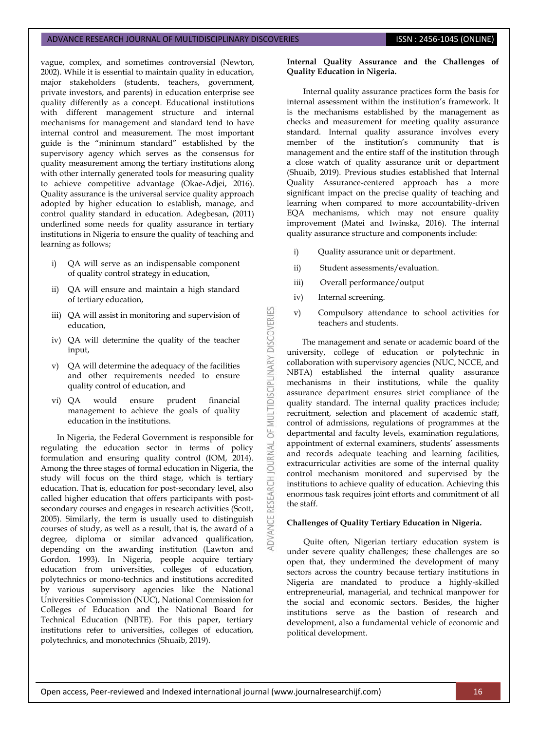vague, complex, and sometimes controversial (Newton, 2002). While it is essential to maintain quality in education, major stakeholders (students, teachers, government, private investors, and parents) in education enterprise see quality differently as a concept. Educational institutions with different management structure and internal mechanisms for management and standard tend to have internal control and measurement. The most important guide is the "minimum standard" established by the supervisory agency which serves as the consensus for quality measurement among the tertiary institutions along with other internally generated tools for measuring quality to achieve competitive advantage (Okae-Adjei, 2016). Quality assurance is the universal service quality approach adopted by higher education to establish, manage, and control quality standard in education. Adegbesan, (2011) underlined some needs for quality assurance in tertiary institutions in Nigeria to ensure the quality of teaching and learning as follows;

i) QA will serve as an indispensable component of quality control strategy in education,
ii) QA will ensure and maintain a high standard of tertiary education,
iii) QA will assist in monitoring and supervision of education,
iv) QA will determine the quality of the teacher input,
v) QA will determine the adequacy of the facilities and other requirements needed to ensure quality control of education, and
vi) QA would ensure prudent financial management to achieve the goals of quality education in the institutions.

In Nigeria, the Federal Government is responsible for regulating the education sector in terms of policy formulation and ensuring quality control (IOM, 2014). Among the three stages of formal education in Nigeria, the study will focus on the third stage, which is tertiary education. That is, education for post-secondary level, also called higher education that offers participants with post-secondary courses and engages in research activities (Scott, 2005). Similarly, the term is usually used to distinguish courses of study, as well as a result, that is, the award of a degree, diploma or similar advanced qualification, depending on the awarding institution (Lawton and Gordon. 1993). In Nigeria, people acquire tertiary education from universities, colleges of education, polytechnics or mono-technics and institutions accredited by various supervisory agencies like the National Universities Commission (NUC), National Commission for Colleges of Education and the National Board for Technical Education (NBTE). For this paper, tertiary institutions refer to universities, colleges of education, polytechnics, and monotechnics (Shuaib, 2019).

**Internal Quality Assurance and the Challenges of Quality Education in Nigeria.**

Internal quality assurance practices form the basis for internal assessment within the institution's framework. It is the mechanisms established by the management as checks and measurement for meeting quality assurance standard. Internal quality assurance involves every member of the institution's community that is management and the entire staff of the institution through a close watch of quality assurance unit or department (Shuaib, 2019). Previous studies established that Internal Quality Assurance-centered approach has a more significant impact on the precise quality of teaching and learning when compared to more accountability-driven EQA mechanisms, which may not ensure quality improvement (Matei and Iwinska, 2016). The internal quality assurance structure and components include:

i) Quality assurance unit or department.
ii) Student assessments/evaluation.
iii) Overall performance/output
iv) Internal screening.
v) Compulsory attendance to school activities for teachers and students.

The management and senate or academic board of the university, college of education or polytechnic in collaboration with supervisory agencies (NUC, NCCE, and NBTA) established the internal quality assurance mechanisms in their institutions, while the quality assurance department ensures strict compliance of the quality standard. The internal quality practices include; recruitment, selection and placement of academic staff, control of admissions, regulations of programmes at the departmental and faculty levels, examination regulations, appointment of external examiners, students' assessments and records adequate teaching and learning facilities, extracurricular activities are some of the internal quality control mechanism monitored and supervised by the institutions to achieve quality of education. Achieving this enormous task requires joint efforts and commitment of all the staff.

**Challenges of Quality Tertiary Education in Nigeria.**

Quite often, Nigerian tertiary education system is under severe quality challenges; these challenges are so open that, they undermined the development of many sectors across the country because tertiary institutions in Nigeria are mandated to produce a highly-skilled entrepreneurial, managerial, and technical manpower for the social and economic sectors. Besides, the higher institutions serve as the bastion of research and development, also a fundamental vehicle of economic and political development.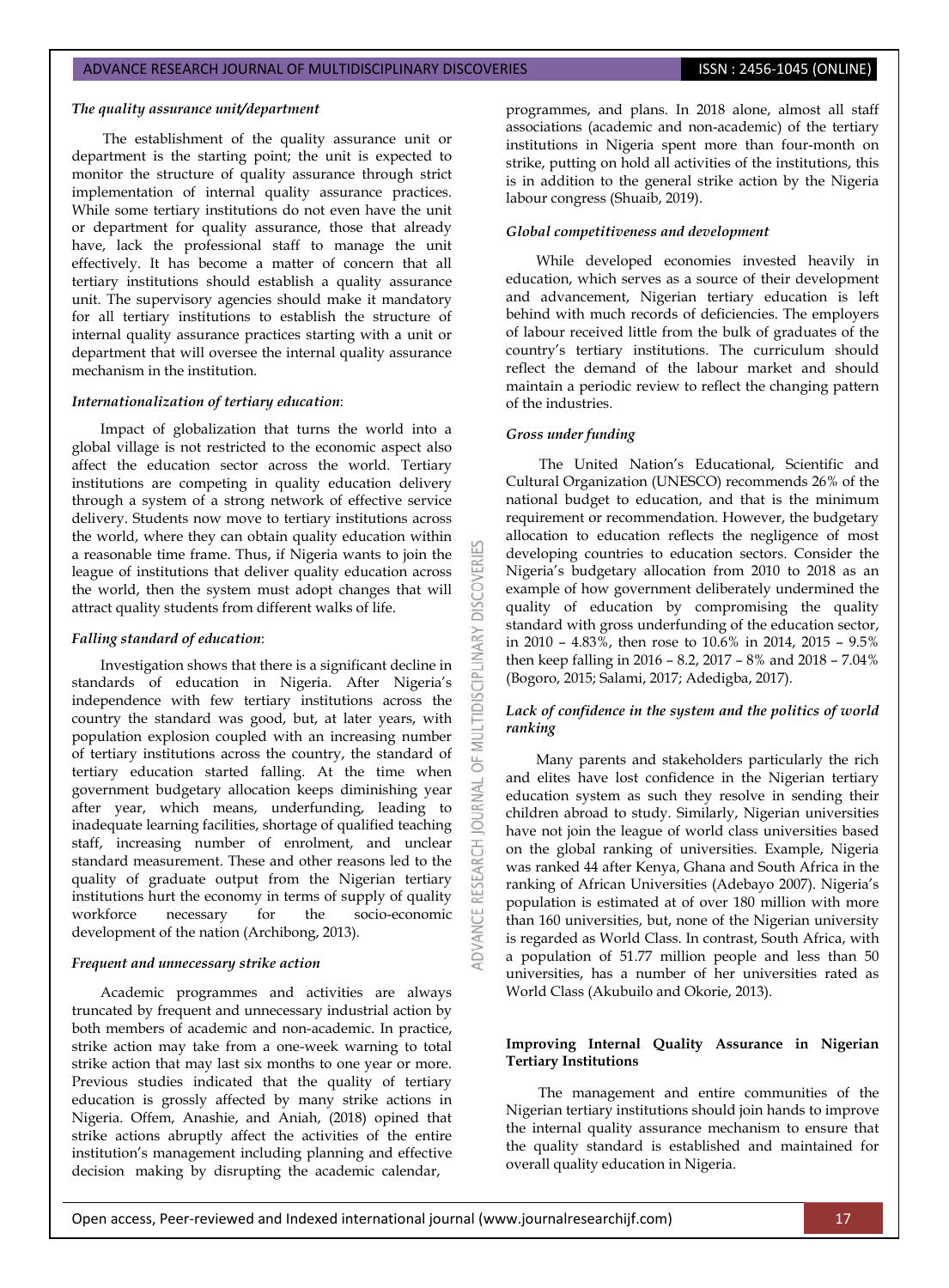*The quality assurance unit/department*

The establishment of the quality assurance unit or department is the starting point; the unit is expected to monitor the structure of quality assurance through strict implementation of internal quality assurance practices. While some tertiary institutions do not even have the unit or department for quality assurance, those that already have, lack the professional staff to manage the unit effectively. It has become a matter of concern that all tertiary institutions should establish a quality assurance unit. The supervisory agencies should make it mandatory for all tertiary institutions to establish the structure of internal quality assurance practices starting with a unit or department that will oversee the internal quality assurance mechanism in the institution.

*Internationalization of tertiary education*:

Impact of globalization that turns the world into a global village is not restricted to the economic aspect also affect the education sector across the world. Tertiary institutions are competing in quality education delivery through a system of a strong network of effective service delivery. Students now move to tertiary institutions across the world, where they can obtain quality education within a reasonable time frame. Thus, if Nigeria wants to join the league of institutions that deliver quality education across the world, then the system must adopt changes that will attract quality students from different walks of life.

*Falling standard of education*:

Investigation shows that there is a significant decline in standards of education in Nigeria. After Nigeria's independence with few tertiary institutions across the country the standard was good, but, at later years, with population explosion coupled with an increasing number of tertiary institutions across the country, the standard of tertiary education started falling. At the time when government budgetary allocation keeps diminishing year after year, which means, underfunding, leading to inadequate learning facilities, shortage of qualified teaching staff, increasing number of enrolment, and unclear standard measurement. These and other reasons led to the quality of graduate output from the Nigerian tertiary institutions hurt the economy in terms of supply of quality workforce necessary for the socio-economic development of the nation (Archibong, 2013).

*Frequent and unnecessary strike action*

Academic programmes and activities are always truncated by frequent and unnecessary industrial action by both members of academic and non-academic. In practice, strike action may take from a one-week warning to total strike action that may last six months to one year or more. Previous studies indicated that the quality of tertiary education is grossly affected by many strike actions in Nigeria. Offem, Anashie, and Aniah, (2018) opined that strike actions abruptly affect the activities of the entire institution's management including planning and effective decision making by disrupting the academic calendar, programmes, and plans. In 2018 alone, almost all staff associations (academic and non-academic) of the tertiary institutions in Nigeria spent more than four-month on strike, putting on hold all activities of the institutions, this is in addition to the general strike action by the Nigeria labour congress (Shuaib, 2019).

*Global competitiveness and development*

While developed economies invested heavily in education, which serves as a source of their development and advancement, Nigerian tertiary education is left behind with much records of deficiencies. The employers of labour received little from the bulk of graduates of the country's tertiary institutions. The curriculum should reflect the demand of the labour market and should maintain a periodic review to reflect the changing pattern of the industries.

*Gross under funding*

The United Nation's Educational, Scientific and Cultural Organization (UNESCO) recommends 26% of the national budget to education, and that is the minimum requirement or recommendation. However, the budgetary allocation to education reflects the negligence of most developing countries to education sectors. Consider the Nigeria's budgetary allocation from 2010 to 2018 as an example of how government deliberately undermined the quality of education by compromising the quality standard with gross underfunding of the education sector, in 2010 – 4.83%, then rose to 10.6% in 2014, 2015 – 9.5% then keep falling in 2016 – 8.2, 2017 – 8% and 2018 – 7.04% (Bogoro, 2015; Salami, 2017; Adedigba, 2017).

*Lack of confidence in the system and the politics of world ranking*

Many parents and stakeholders particularly the rich and elites have lost confidence in the Nigerian tertiary education system as such they resolve in sending their children abroad to study. Similarly, Nigerian universities have not join the league of world class universities based on the global ranking of universities. Example, Nigeria was ranked 44 after Kenya, Ghana and South Africa in the ranking of African Universities (Adebayo 2007). Nigeria's population is estimated at of over 180 million with more than 160 universities, but, none of the Nigerian university is regarded as World Class. In contrast, South Africa, with a population of 51.77 million people and less than 50 universities, has a number of her universities rated as World Class (Akubuilo and Okorie, 2013).

**Improving Internal Quality Assurance in Nigerian Tertiary Institutions**

The management and entire communities of the Nigerian tertiary institutions should join hands to improve the internal quality assurance mechanism to ensure that the quality standard is established and maintained for overall quality education in Nigeria.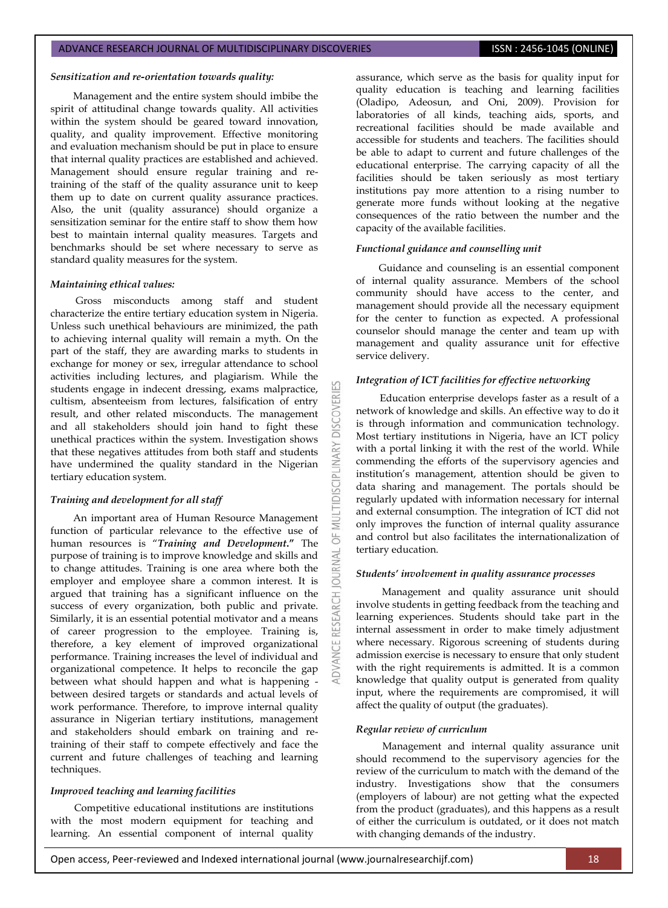***Sensitization and re-orientation towards quality:***

Management and the entire system should imbibe the spirit of attitudinal change towards quality. All activities within the system should be geared toward innovation, quality, and quality improvement. Effective monitoring and evaluation mechanism should be put in place to ensure that internal quality practices are established and achieved. Management should ensure regular training and re-training of the staff of the quality assurance unit to keep them up to date on current quality assurance practices. Also, the unit (quality assurance) should organize a sensitization seminar for the entire staff to show them how best to maintain internal quality measures. Targets and benchmarks should be set where necessary to serve as standard quality measures for the system.

***Maintaining ethical values:***

Gross misconducts among staff and student characterize the entire tertiary education system in Nigeria. Unless such unethical behaviours are minimized, the path to achieving internal quality will remain a myth. On the part of the staff, they are awarding marks to students in exchange for money or sex, irregular attendance to school activities including lectures, and plagiarism. While the students engage in indecent dressing, exams malpractice, cultism, absenteeism from lectures, falsification of entry result, and other related misconducts. The management and all stakeholders should join hand to fight these unethical practices within the system. Investigation shows that these negatives attitudes from both staff and students have undermined the quality standard in the Nigerian tertiary education system.

***Training and development for all staff***

An important area of Human Resource Management function of particular relevance to the effective use of human resources is "***Training and Development*.**" The purpose of training is to improve knowledge and skills and to change attitudes. Training is one area where both the employer and employee share a common interest. It is argued that training has a significant influence on the success of every organization, both public and private. Similarly, it is an essential potential motivator and a means of career progression to the employee. Training is, therefore, a key element of improved organizational performance. Training increases the level of individual and organizational competence. It helps to reconcile the gap between what should happen and what is happening - between desired targets or standards and actual levels of work performance. Therefore, to improve internal quality assurance in Nigerian tertiary institutions, management and stakeholders should embark on training and re-training of their staff to compete effectively and face the current and future challenges of teaching and learning techniques.

***Improved teaching and learning facilities***

Competitive educational institutions are institutions with the most modern equipment for teaching and learning. An essential component of internal quality assurance, which serve as the basis for quality input for quality education is teaching and learning facilities (Oladipo, Adeosun, and Oni, 2009). Provision for laboratories of all kinds, teaching aids, sports, and recreational facilities should be made available and accessible for students and teachers. The facilities should be able to adapt to current and future challenges of the educational enterprise. The carrying capacity of all the facilities should be taken seriously as most tertiary institutions pay more attention to a rising number to generate more funds without looking at the negative consequences of the ratio between the number and the capacity of the available facilities.

***Functional guidance and counselling unit***

Guidance and counseling is an essential component of internal quality assurance. Members of the school community should have access to the center, and management should provide all the necessary equipment for the center to function as expected. A professional counselor should manage the center and team up with management and quality assurance unit for effective service delivery.

***Integration of ICT facilities for effective networking***

Education enterprise develops faster as a result of a network of knowledge and skills. An effective way to do it is through information and communication technology. Most tertiary institutions in Nigeria, have an ICT policy with a portal linking it with the rest of the world. While commending the efforts of the supervisory agencies and institution's management, attention should be given to data sharing and management. The portals should be regularly updated with information necessary for internal and external consumption. The integration of ICT did not only improves the function of internal quality assurance and control but also facilitates the internationalization of tertiary education.

***Students' involvement in quality assurance processes***

Management and quality assurance unit should involve students in getting feedback from the teaching and learning experiences. Students should take part in the internal assessment in order to make timely adjustment where necessary. Rigorous screening of students during admission exercise is necessary to ensure that only student with the right requirements is admitted. It is a common knowledge that quality output is generated from quality input, where the requirements are compromised, it will affect the quality of output (the graduates).

***Regular review of curriculum***

Management and internal quality assurance unit should recommend to the supervisory agencies for the review of the curriculum to match with the demand of the industry. Investigations show that the consumers (employers of labour) are not getting what the expected from the product (graduates), and this happens as a result of either the curriculum is outdated, or it does not match with changing demands of the industry.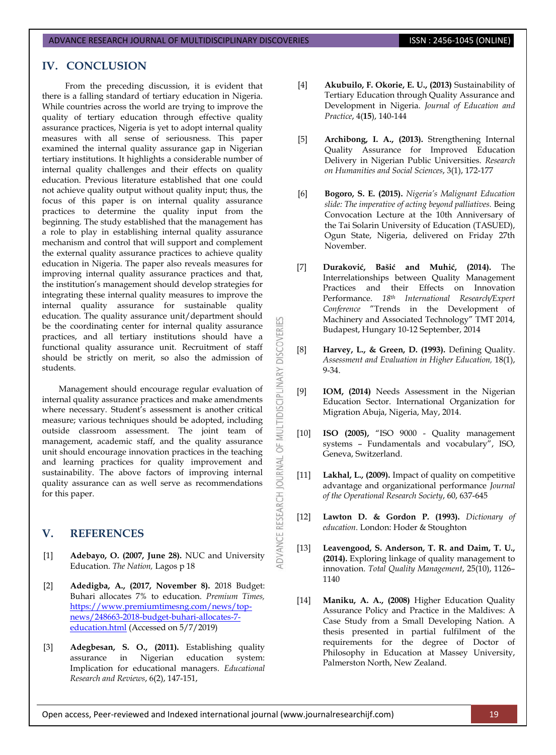## IV. CONCLUSION

From the preceding discussion, it is evident that there is a falling standard of tertiary education in Nigeria. While countries across the world are trying to improve the quality of tertiary education through effective quality assurance practices, Nigeria is yet to adopt internal quality measures with all sense of seriousness. This paper examined the internal quality assurance gap in Nigerian tertiary institutions. It highlights a considerable number of internal quality challenges and their effects on quality education. Previous literature established that one could not achieve quality output without quality input; thus, the focus of this paper is on internal quality assurance practices to determine the quality input from the beginning. The study established that the management has a role to play in establishing internal quality assurance mechanism and control that will support and complement the external quality assurance practices to achieve quality education in Nigeria. The paper also reveals measures for improving internal quality assurance practices and that, the institution's management should develop strategies for integrating these internal quality measures to improve the internal quality assurance for sustainable quality education. The quality assurance unit/department should be the coordinating center for internal quality assurance practices, and all tertiary institutions should have a functional quality assurance unit. Recruitment of staff should be strictly on merit, so also the admission of students.

Management should encourage regular evaluation of internal quality assurance practices and make amendments where necessary. Student's assessment is another critical measure; various techniques should be adopted, including outside classroom assessment. The joint team of management, academic staff, and the quality assurance unit should encourage innovation practices in the teaching and learning practices for quality improvement and sustainability. The above factors of improving internal quality assurance can as well serve as recommendations for this paper.

## V. REFERENCES

[1] **Adebayo, O. (2007, June 28).** NUC and University Education. *The Nation,* Lagos p 18

[2] **Adedigba, A., (2017, November 8).** 2018 Budget: Buhari allocates 7% to education. *Premium Times,* https://www.premiumtimesng.com/news/top-news/248663-2018-budget-buhari-allocates-7-education.html (Accessed on 5/7/2019)

[3] **Adegbesan, S. O., (2011).** Establishing quality assurance in Nigerian education system: Implication for educational managers. *Educational Research and Reviews*, 6(2), 147-151,

[4] **Akubuilo, F. Okorie, E. U., (2013)** Sustainability of Tertiary Education through Quality Assurance and Development in Nigeria. *Journal of Education and Practice*, 4(**15**), 140-144

[5] **Archibong, I. A., (2013).** Strengthening Internal Quality Assurance for Improved Education Delivery in Nigerian Public Universities. *Research on Humanities and Social Sciences*, 3(1), 172-177

[6] **Bogoro, S. E. (2015).** *Nigeria's Malignant Education slide: The imperative of acting beyond palliatives.* Being Convocation Lecture at the 10th Anniversary of the Tai Solarin University of Education (TASUED), Ogun State, Nigeria, delivered on Friday 27th November.

[7] **Duraković, Bašić and Muhić, (2014).** The Interrelationships between Quality Management Practices and their Effects on Innovation Performance. *18th International Research/Expert Conference* "Trends in the Development of Machinery and Associated Technology" TMT 2014, Budapest, Hungary 10-12 September, 2014

[8] **Harvey, L., & Green, D. (1993).** Defining Quality. *Assessment and Evaluation in Higher Education,* 18(1), 9-34.

[9] **IOM, (2014)** Needs Assessment in the Nigerian Education Sector. International Organization for Migration Abuja, Nigeria, May, 2014.

[10] **ISO (2005),** "ISO 9000 - Quality management systems – Fundamentals and vocabulary", ISO, Geneva, Switzerland.

[11] **Lakhal, L., (2009).** Impact of quality on competitive advantage and organizational performance *Journal of the Operational Research Society*, 60, 637-645

[12] **Lawton D. & Gordon P. (1993).** *Dictionary of education*. London: Hoder & Stoughton

[13] **Leavengood, S. Anderson, T. R. and Daim, T. U., (2014).** Exploring linkage of quality management to innovation. *Total Quality Management*, 25(10), 1126–1140

[14] **Maniku, A. A., (2008)** Higher Education Quality Assurance Policy and Practice in the Maldives: A Case Study from a Small Developing Nation. A thesis presented in partial fulfilment of the requirements for the degree of Doctor of Philosophy in Education at Massey University, Palmerston North, New Zealand.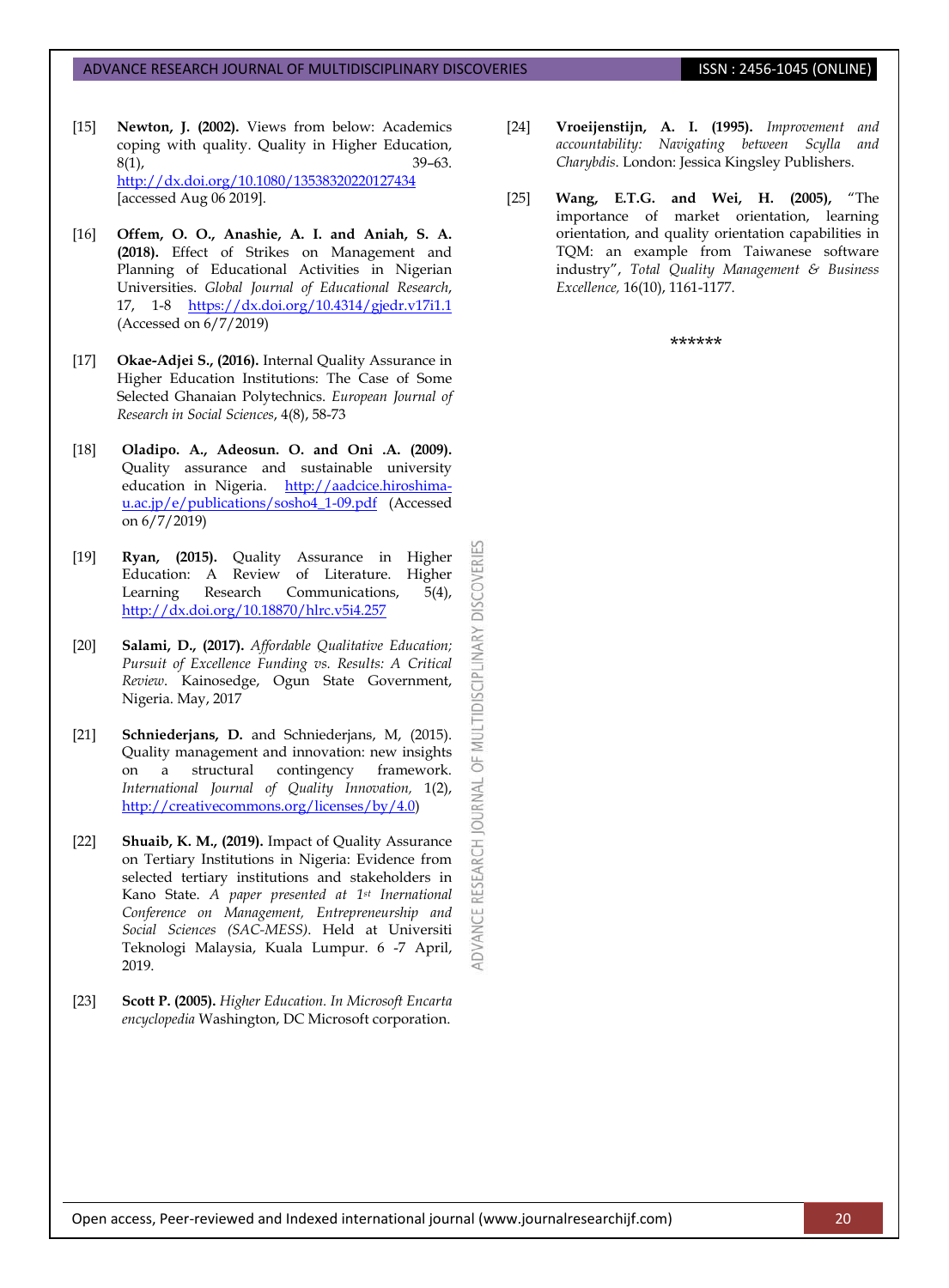[15] **Newton, J. (2002).** Views from below: Academics coping with quality. Quality in Higher Education, 8(1), 39–63. http://dx.doi.org/10.1080/13538320220127434 [accessed Aug 06 2019].

[16] **Offem, O. O., Anashie, A. I. and Aniah, S. A. (2018).** Effect of Strikes on Management and Planning of Educational Activities in Nigerian Universities. *Global Journal of Educational Research*, 17, 1-8 https://dx.doi.org/10.4314/gjedr.v17i1.1 (Accessed on 6/7/2019)

[17] **Okae-Adjei S., (2016).** Internal Quality Assurance in Higher Education Institutions: The Case of Some Selected Ghanaian Polytechnics. *European Journal of Research in Social Sciences*, 4(8), 58-73

[18] **Oladipo. A., Adeosun. O. and Oni .A. (2009).** Quality assurance and sustainable university education in Nigeria. http://aadcice.hiroshima-u.ac.jp/e/publications/sosho4_1-09.pdf (Accessed on 6/7/2019)

[19] **Ryan, (2015).** Quality Assurance in Higher Education: A Review of Literature. Higher Learning Research Communications, 5(4), http://dx.doi.org/10.18870/hlrc.v5i4.257

[20] **Salami, D., (2017).** *Affordable Qualitative Education; Pursuit of Excellence Funding vs. Results: A Critical Review*. Kainosedge, Ogun State Government, Nigeria. May, 2017

[21] **Schniederjans, D.** and Schniederjans, M, (2015). Quality management and innovation: new insights on a structural contingency framework. *International Journal of Quality Innovation,* 1(2), http://creativecommons.org/licenses/by/4.0)

[22] **Shuaib, K. M., (2019).** Impact of Quality Assurance on Tertiary Institutions in Nigeria: Evidence from selected tertiary institutions and stakeholders in Kano State. *A paper presented at 1st International Conference on Management, Entrepreneurship and Social Sciences (SAC-MESS)*. Held at Universiti Teknologi Malaysia, Kuala Lumpur. 6 -7 April, 2019.

[23] **Scott P. (2005).** *Higher Education. In Microsoft Encarta encyclopedia* Washington, DC Microsoft corporation.

[24] **Vroeijenstijn, A. I. (1995).** *Improvement and accountability: Navigating between Scylla and Charybdis*. London: Jessica Kingsley Publishers.

[25] **Wang, E.T.G. and Wei, H. (2005),** "The importance of market orientation, learning orientation, and quality orientation capabilities in TQM: an example from Taiwanese software industry", *Total Quality Management & Business Excellence,* 16(10), 1161-1177.

******